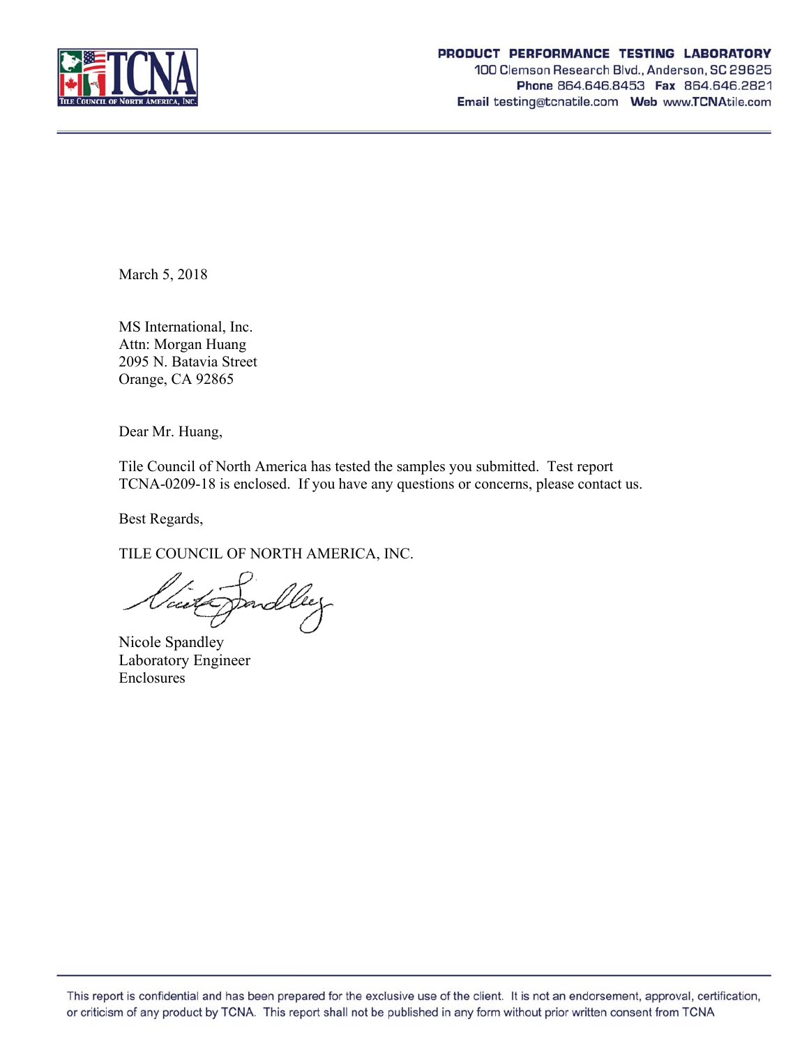**PRODUCT PERFORMANCE TESTING LABORATORY**
100 Clemson Research Blvd., Anderson, SC 29625
**Phone** 864.646.8453 **Fax** 864.646.2821
**Email** testing@tcnatile.com **Web** www.TCNAtile.com

March 5, 2018

MS International, Inc.
Attn: Morgan Huang
2095 N. Batavia Street
Orange, CA 92865

Dear Mr. Huang,

Tile Council of North America has tested the samples you submitted. Test report TCNA-0209-18 is enclosed. If you have any questions or concerns, please contact us.

Best Regards,

TILE COUNCIL OF NORTH AMERICA, INC.

Nicole Spandley
Laboratory Engineer
Enclosures

This report is confidential and has been prepared for the exclusive use of the client. It is not an endorsement, approval, certification, or criticism of any product by TCNA. This report shall not be published in any form without prior written consent from TCNA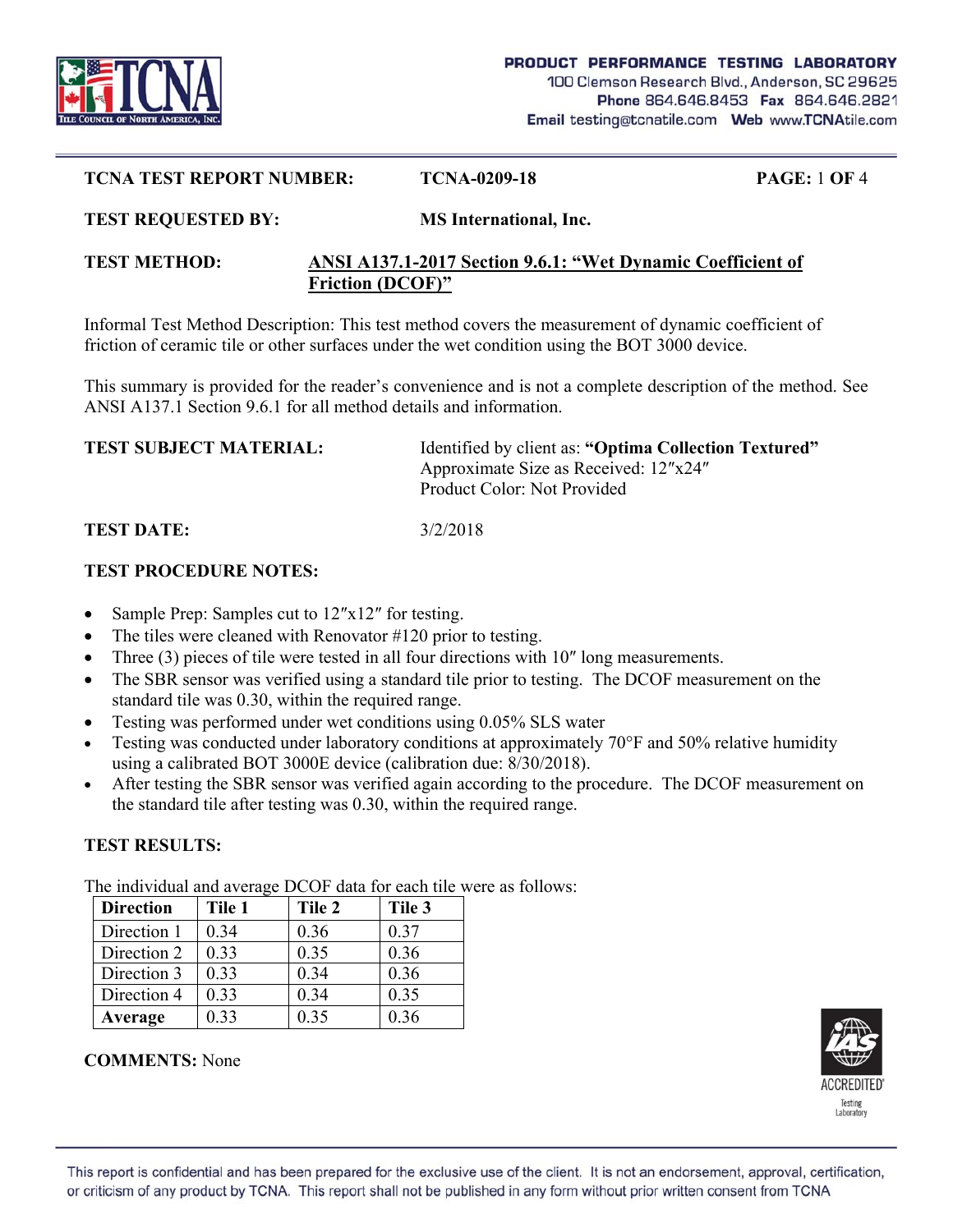**PRODUCT PERFORMANCE TESTING LABORATORY**
100 Clemson Research Blvd., Anderson, SC 29625
**Phone** 864.646.8453 **Fax** 864.646.2821
**Email** testing@tcnatile.com **Web** www.TCNAtile.com

**TCNA TEST REPORT NUMBER:** **TCNA-0209-18**

**TEST REQUESTED BY:** **MS International, Inc.**

**TEST METHOD:** **ANSI A137.1-2017 Section 9.6.1: "Wet Dynamic Coefficient of Friction (DCOF)"**

Informal Test Method Description: This test method covers the measurement of dynamic coefficient of friction of ceramic tile or other surfaces under the wet condition using the BOT 3000 device.

This summary is provided for the reader's convenience and is not a complete description of the method. See ANSI A137.1 Section 9.6.1 for all method details and information.

**TEST SUBJECT MATERIAL:** Identified by client as: **"Optima Collection Textured"**
Approximate Size as Received: 12″x24″
Product Color: Not Provided

**TEST DATE:** 3/2/2018

**TEST PROCEDURE NOTES:**

- Sample Prep: Samples cut to 12″x12″ for testing.
- The tiles were cleaned with Renovator #120 prior to testing.
- Three (3) pieces of tile were tested in all four directions with 10″ long measurements.
- The SBR sensor was verified using a standard tile prior to testing. The DCOF measurement on the standard tile was 0.30, within the required range.
- Testing was performed under wet conditions using 0.05% SLS water
- Testing was conducted under laboratory conditions at approximately 70°F and 50% relative humidity using a calibrated BOT 3000E device (calibration due: 8/30/2018).
- After testing the SBR sensor was verified again according to the procedure. The DCOF measurement on the standard tile after testing was 0.30, within the required range.

**TEST RESULTS:**

The individual and average DCOF data for each tile were as follows:

| **Direction** | **Tile 1** | **Tile 2** | **Tile 3** |
|---|---|---|---|
| Direction 1 | 0.34 | 0.36 | 0.37 |
| Direction 2 | 0.33 | 0.35 | 0.36 |
| Direction 3 | 0.33 | 0.34 | 0.36 |
| Direction 4 | 0.33 | 0.34 | 0.35 |
| **Average** | 0.33 | 0.35 | 0.36 |

**COMMENTS:** None

This report is confidential and has been prepared for the exclusive use of the client. It is not an endorsement, approval, certification, or criticism of any product by TCNA. This report shall not be published in any form without prior written consent from TCNA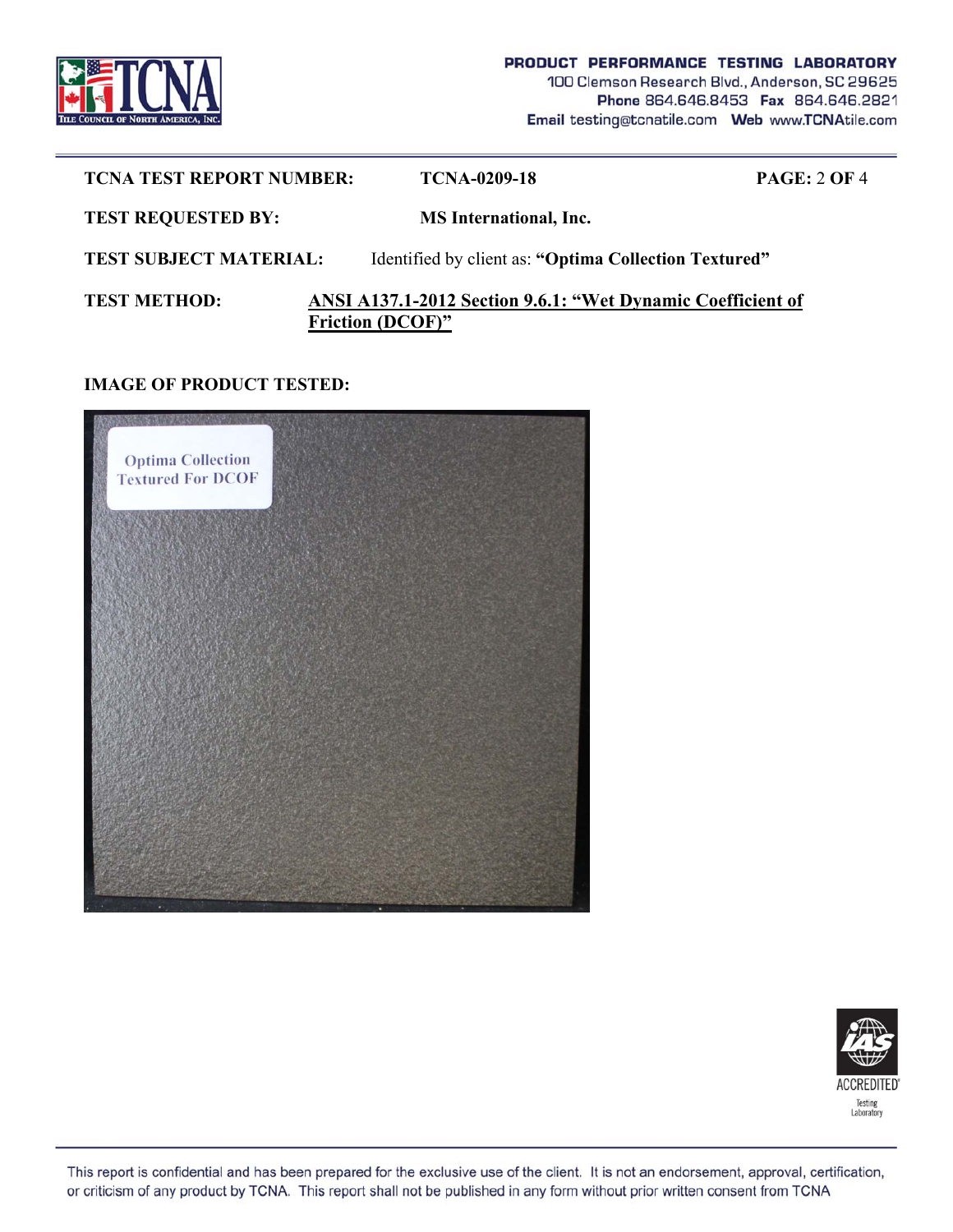**TCNA TEST REPORT NUMBER:** TCNA-0209-18

**TEST REQUESTED BY:** MS International, Inc.

**TEST SUBJECT MATERIAL:** Identified by client as: **"Optima Collection Textured"**

**TEST METHOD:** **ANSI A137.1-2012 Section 9.6.1: "Wet Dynamic Coefficient of Friction (DCOF)"**

**IMAGE OF PRODUCT TESTED:**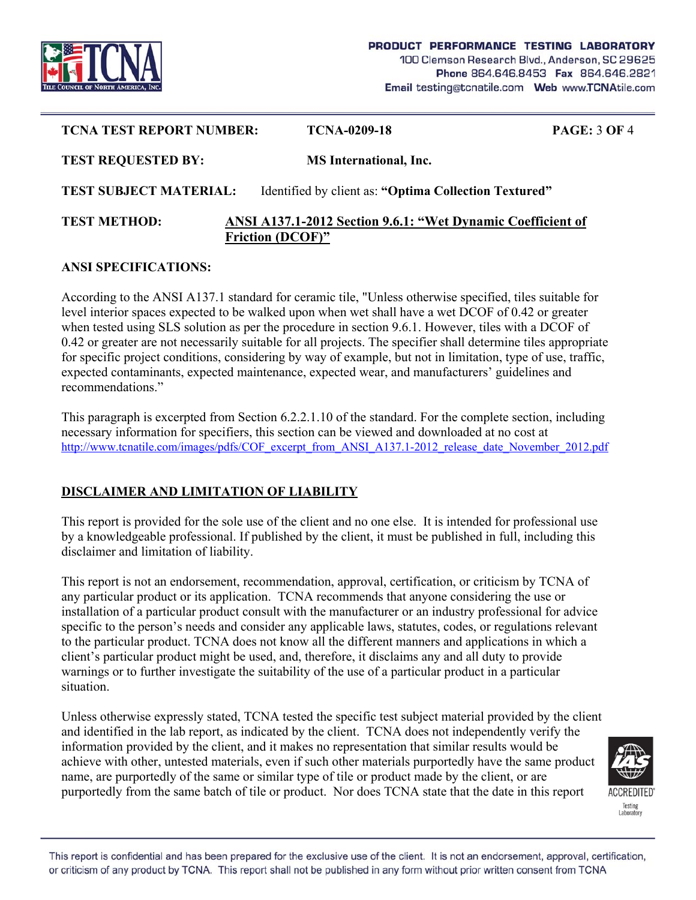| | | |
|---|---|---|
| **TCNA TEST REPORT NUMBER:** | **TCNA-0209-18** | **PAGE:** 3 **OF** 4 |
| **TEST REQUESTED BY:** | **MS International, Inc.** | |
| **TEST SUBJECT MATERIAL:** | Identified by client as: **"Optima Collection Textured"** | |
| **TEST METHOD:** | **ANSI A137.1-2012 Section 9.6.1: "Wet Dynamic Coefficient of Friction (DCOF)"** | |

**ANSI SPECIFICATIONS:**

According to the ANSI A137.1 standard for ceramic tile, "Unless otherwise specified, tiles suitable for level interior spaces expected to be walked upon when wet shall have a wet DCOF of 0.42 or greater when tested using SLS solution as per the procedure in section 9.6.1. However, tiles with a DCOF of 0.42 or greater are not necessarily suitable for all projects. The specifier shall determine tiles appropriate for specific project conditions, considering by way of example, but not in limitation, type of use, traffic, expected contaminants, expected maintenance, expected wear, and manufacturers' guidelines and recommendations."

This paragraph is excerpted from Section 6.2.2.1.10 of the standard. For the complete section, including necessary information for specifiers, this section can be viewed and downloaded at no cost at http://www.tcnatile.com/images/pdfs/COF_excerpt_from_ANSI_A137.1-2012_release_date_November_2012.pdf

## DISCLAIMER AND LIMITATION OF LIABILITY

This report is provided for the sole use of the client and no one else. It is intended for professional use by a knowledgeable professional. If published by the client, it must be published in full, including this disclaimer and limitation of liability.

This report is not an endorsement, recommendation, approval, certification, or criticism by TCNA of any particular product or its application. TCNA recommends that anyone considering the use or installation of a particular product consult with the manufacturer or an industry professional for advice specific to the person's needs and consider any applicable laws, statutes, codes, or regulations relevant to the particular product. TCNA does not know all the different manners and applications in which a client's particular product might be used, and, therefore, it disclaims any and all duty to provide warnings or to further investigate the suitability of the use of a particular product in a particular situation.

Unless otherwise expressly stated, TCNA tested the specific test subject material provided by the client and identified in the lab report, as indicated by the client. TCNA does not independently verify the information provided by the client, and it makes no representation that similar results would be achieve with other, untested materials, even if such other materials purportedly have the same product name, are purportedly of the same or similar type of tile or product made by the client, or are purportedly from the same batch of tile or product. Nor does TCNA state that the date in this report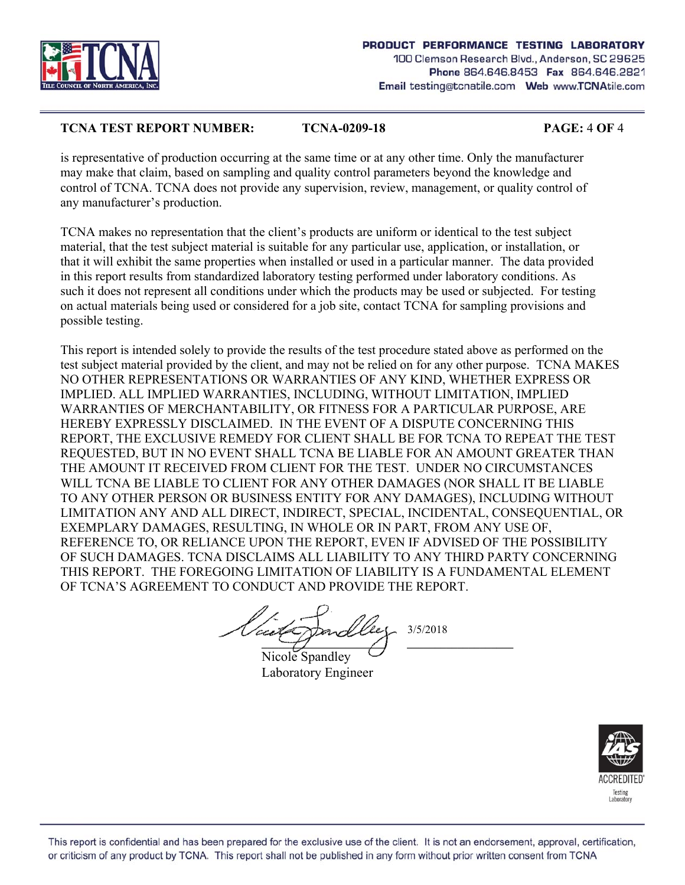is representative of production occurring at the same time or at any other time. Only the manufacturer may make that claim, based on sampling and quality control parameters beyond the knowledge and control of TCNA. TCNA does not provide any supervision, review, management, or quality control of any manufacturer's production.

TCNA makes no representation that the client's products are uniform or identical to the test subject material, that the test subject material is suitable for any particular use, application, or installation, or that it will exhibit the same properties when installed or used in a particular manner. The data provided in this report results from standardized laboratory testing performed under laboratory conditions. As such it does not represent all conditions under which the products may be used or subjected. For testing on actual materials being used or considered for a job site, contact TCNA for sampling provisions and possible testing.

This report is intended solely to provide the results of the test procedure stated above as performed on the test subject material provided by the client, and may not be relied on for any other purpose. TCNA MAKES NO OTHER REPRESENTATIONS OR WARRANTIES OF ANY KIND, WHETHER EXPRESS OR IMPLIED. ALL IMPLIED WARRANTIES, INCLUDING, WITHOUT LIMITATION, IMPLIED WARRANTIES OF MERCHANTABILITY, OR FITNESS FOR A PARTICULAR PURPOSE, ARE HEREBY EXPRESSLY DISCLAIMED. IN THE EVENT OF A DISPUTE CONCERNING THIS REPORT, THE EXCLUSIVE REMEDY FOR CLIENT SHALL BE FOR TCNA TO REPEAT THE TEST REQUESTED, BUT IN NO EVENT SHALL TCNA BE LIABLE FOR AN AMOUNT GREATER THAN THE AMOUNT IT RECEIVED FROM CLIENT FOR THE TEST. UNDER NO CIRCUMSTANCES WILL TCNA BE LIABLE TO CLIENT FOR ANY OTHER DAMAGES (NOR SHALL IT BE LIABLE TO ANY OTHER PERSON OR BUSINESS ENTITY FOR ANY DAMAGES), INCLUDING WITHOUT LIMITATION ANY AND ALL DIRECT, INDIRECT, SPECIAL, INCIDENTAL, CONSEQUENTIAL, OR EXEMPLARY DAMAGES, RESULTING, IN WHOLE OR IN PART, FROM ANY USE OF, REFERENCE TO, OR RELIANCE UPON THE REPORT, EVEN IF ADVISED OF THE POSSIBILITY OF SUCH DAMAGES. TCNA DISCLAIMS ALL LIABILITY TO ANY THIRD PARTY CONCERNING THIS REPORT. THE FOREGOING LIMITATION OF LIABILITY IS A FUNDAMENTAL ELEMENT OF TCNA'S AGREEMENT TO CONDUCT AND PROVIDE THE REPORT.

Nicole Spandley
Laboratory Engineer

3/5/2018